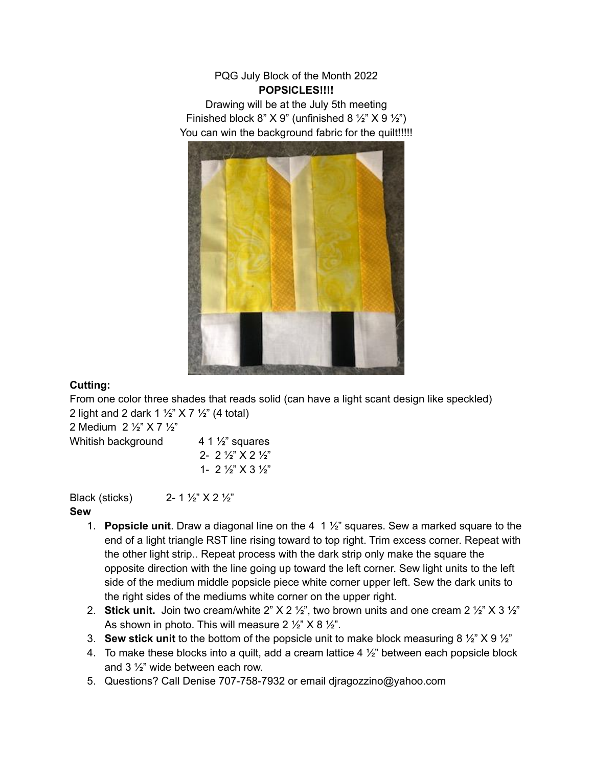PQG July Block of the Month 2022

**POPSICLES!!!!**

Drawing will be at the July 5th meeting

Finished block 8" X 9" (unfinished 8 ½" X 9 ½")

You can win the background fabric for the quilt!!!!!

**Cutting:**

From one color three shades that reads solid (can have a light scant design like speckled)

2 light and 2 dark 1 ½" X 7 ½" (4 total)

2 Medium 2 ½" X 7 ½"

Whitish background 4 1 ½" squares
2- 2 ½" X 2 ½"
1- 2 ½" X 3 ½"

Black (sticks) 2- 1 ½" X 2 ½"

**Sew**

1. **Popsicle unit**. Draw a diagonal line on the 4 1 ½" squares. Sew a marked square to the end of a light triangle RST line rising toward to top right. Trim excess corner. Repeat with the other light strip.. Repeat process with the dark strip only make the square the opposite direction with the line going up toward the left corner. Sew light units to the left side of the medium middle popsicle piece white corner upper left. Sew the dark units to the right sides of the mediums white corner on the upper right.
2. **Stick unit.** Join two cream/white 2" X 2 ½", two brown units and one cream 2 ½" X 3 ½" As shown in photo. This will measure 2 ½" X 8 ½".
3. **Sew stick unit** to the bottom of the popsicle unit to make block measuring 8 ½" X 9 ½"
4. To make these blocks into a quilt, add a cream lattice 4 ½" between each popsicle block and 3 ½" wide between each row.
5. Questions? Call Denise 707-758-7932 or email djragozzino@yahoo.com